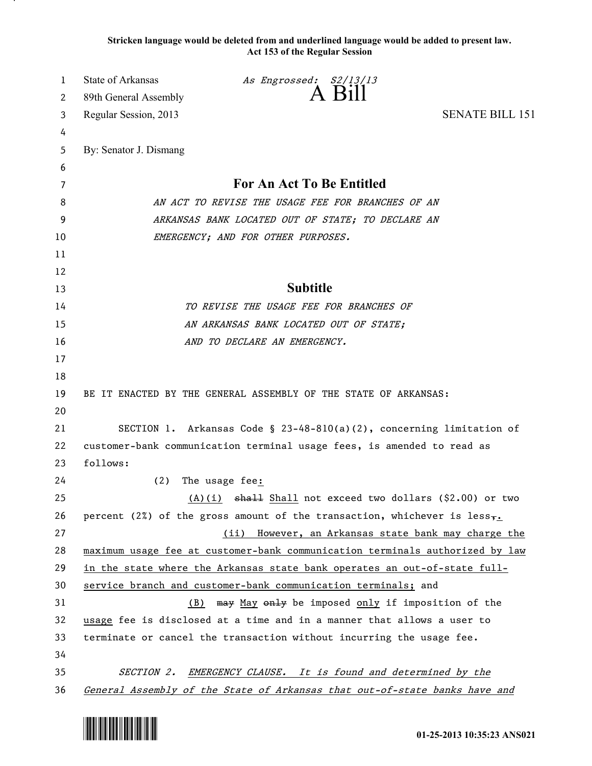**Stricken language would be deleted from and underlined language would be added to present law.**
**Act 153 of the Regular Session**

State of Arkansas *As Engrossed: S2/13/13*

89th General Assembly

# A Bill

Regular Session, 2013 SENATE BILL 151

By: Senator J. Dismang

## For An Act To Be Entitled

*AN ACT TO REVISE THE USAGE FEE FOR BRANCHES OF AN ARKANSAS BANK LOCATED OUT OF STATE; TO DECLARE AN EMERGENCY; AND FOR OTHER PURPOSES.*

## Subtitle

*TO REVISE THE USAGE FEE FOR BRANCHES OF AN ARKANSAS BANK LOCATED OUT OF STATE; AND TO DECLARE AN EMERGENCY.*

BE IT ENACTED BY THE GENERAL ASSEMBLY OF THE STATE OF ARKANSAS:

SECTION 1. Arkansas Code § 23-48-810(a)(2), concerning limitation of customer-bank communication terminal usage fees, is amended to read as follows:

(2) The usage fee<u>:</u>

<u>(A)(i)</u> ~~shall~~ <u>Shall</u> not exceed two dollars ($2.00) or two percent (2%) of the gross amount of the transaction, whichever is less~~,~~<u>.</u>

<u>(ii) However, an Arkansas state bank may charge the maximum usage fee at customer-bank communication terminals authorized by law in the state where the Arkansas state bank operates an out-of-state full-service branch and customer-bank communication terminals;</u> and

<u>(B)</u> ~~may~~ <u>May</u> ~~only~~ be imposed <u>only</u> if imposition of the <u>usage</u> fee is disclosed at a time and in a manner that allows a user to terminate or cancel the transaction without incurring the usage fee.

*SECTION 2. <u>EMERGENCY CLAUSE. It is found and determined by the General Assembly of the State of Arkansas that out-of-state banks have and</u>*

01-25-2013 10:35:23 ANS021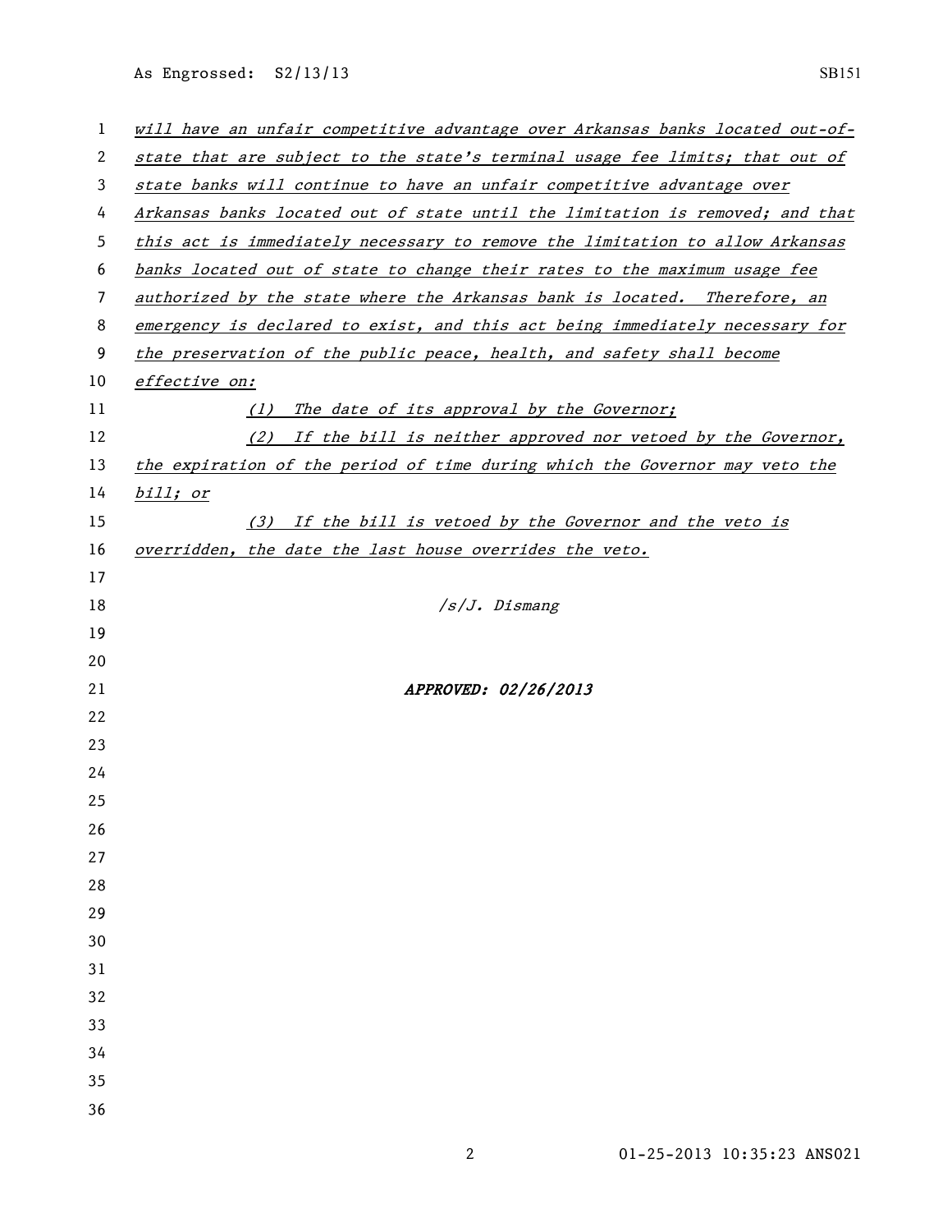*will have an unfair competitive advantage over Arkansas banks located out-of-state that are subject to the state's terminal usage fee limits; that out of state banks will continue to have an unfair competitive advantage over Arkansas banks located out of state until the limitation is removed; and that this act is immediately necessary to remove the limitation to allow Arkansas banks located out of state to change their rates to the maximum usage fee authorized by the state where the Arkansas bank is located. Therefore, an emergency is declared to exist, and this act being immediately necessary for the preservation of the public peace, health, and safety shall become effective on:*

*(1) The date of its approval by the Governor;*

*(2) If the bill is neither approved nor vetoed by the Governor, the expiration of the period of time during which the Governor may veto the bill; or*

*(3) If the bill is vetoed by the Governor and the veto is overridden, the date the last house overrides the veto.*

/s/J. Dismang

***APPROVED: 02/26/2013***